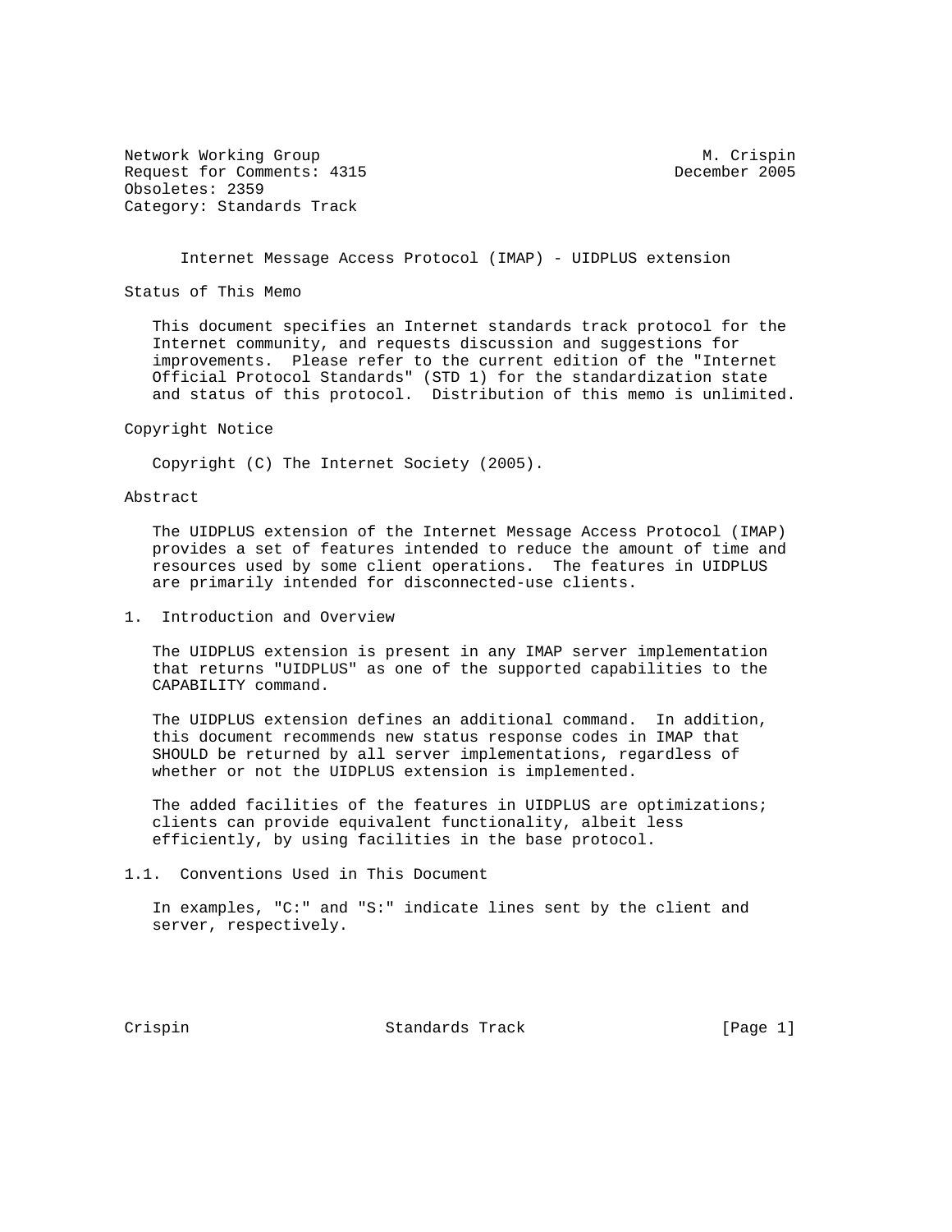Network Working Group M. Crispin
Request for Comments: 4315 December 2005
Obsoletes: 2359
Category: Standards Track

# Internet Message Access Protocol (IMAP) - UIDPLUS extension

## Status of This Memo

This document specifies an Internet standards track protocol for the Internet community, and requests discussion and suggestions for improvements. Please refer to the current edition of the "Internet Official Protocol Standards" (STD 1) for the standardization state and status of this protocol. Distribution of this memo is unlimited.

## Copyright Notice

Copyright (C) The Internet Society (2005).

## Abstract

The UIDPLUS extension of the Internet Message Access Protocol (IMAP) provides a set of features intended to reduce the amount of time and resources used by some client operations. The features in UIDPLUS are primarily intended for disconnected-use clients.

## 1. Introduction and Overview

The UIDPLUS extension is present in any IMAP server implementation that returns "UIDPLUS" as one of the supported capabilities to the CAPABILITY command.

The UIDPLUS extension defines an additional command. In addition, this document recommends new status response codes in IMAP that SHOULD be returned by all server implementations, regardless of whether or not the UIDPLUS extension is implemented.

The added facilities of the features in UIDPLUS are optimizations; clients can provide equivalent functionality, albeit less efficiently, by using facilities in the base protocol.

### 1.1. Conventions Used in This Document

In examples, "C:" and "S:" indicate lines sent by the client and server, respectively.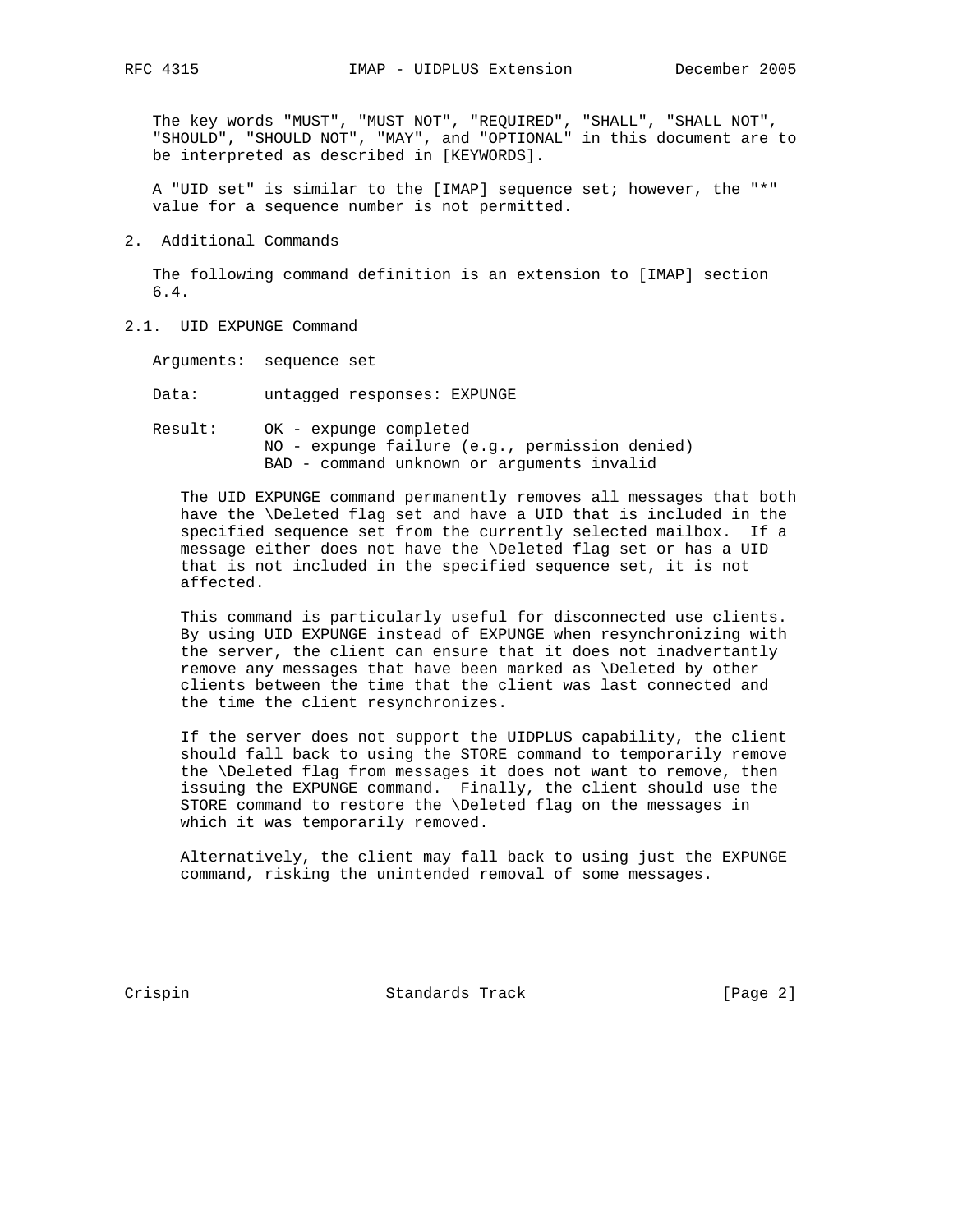The key words "MUST", "MUST NOT", "REQUIRED", "SHALL", "SHALL NOT", "SHOULD", "SHOULD NOT", "MAY", and "OPTIONAL" in this document are to be interpreted as described in [KEYWORDS].

A "UID set" is similar to the [IMAP] sequence set; however, the "*" value for a sequence number is not permitted.

## 2. Additional Commands

The following command definition is an extension to [IMAP] section 6.4.

### 2.1. UID EXPUNGE Command

Arguments: sequence set

Data: untagged responses: EXPUNGE

Result: OK - expunge completed
NO - expunge failure (e.g., permission denied)
BAD - command unknown or arguments invalid

The UID EXPUNGE command permanently removes all messages that both have the \Deleted flag set and have a UID that is included in the specified sequence set from the currently selected mailbox. If a message either does not have the \Deleted flag set or has a UID that is not included in the specified sequence set, it is not affected.

This command is particularly useful for disconnected use clients. By using UID EXPUNGE instead of EXPUNGE when resynchronizing with the server, the client can ensure that it does not inadvertantly remove any messages that have been marked as \Deleted by other clients between the time that the client was last connected and the time the client resynchronizes.

If the server does not support the UIDPLUS capability, the client should fall back to using the STORE command to temporarily remove the \Deleted flag from messages it does not want to remove, then issuing the EXPUNGE command. Finally, the client should use the STORE command to restore the \Deleted flag on the messages in which it was temporarily removed.

Alternatively, the client may fall back to using just the EXPUNGE command, risking the unintended removal of some messages.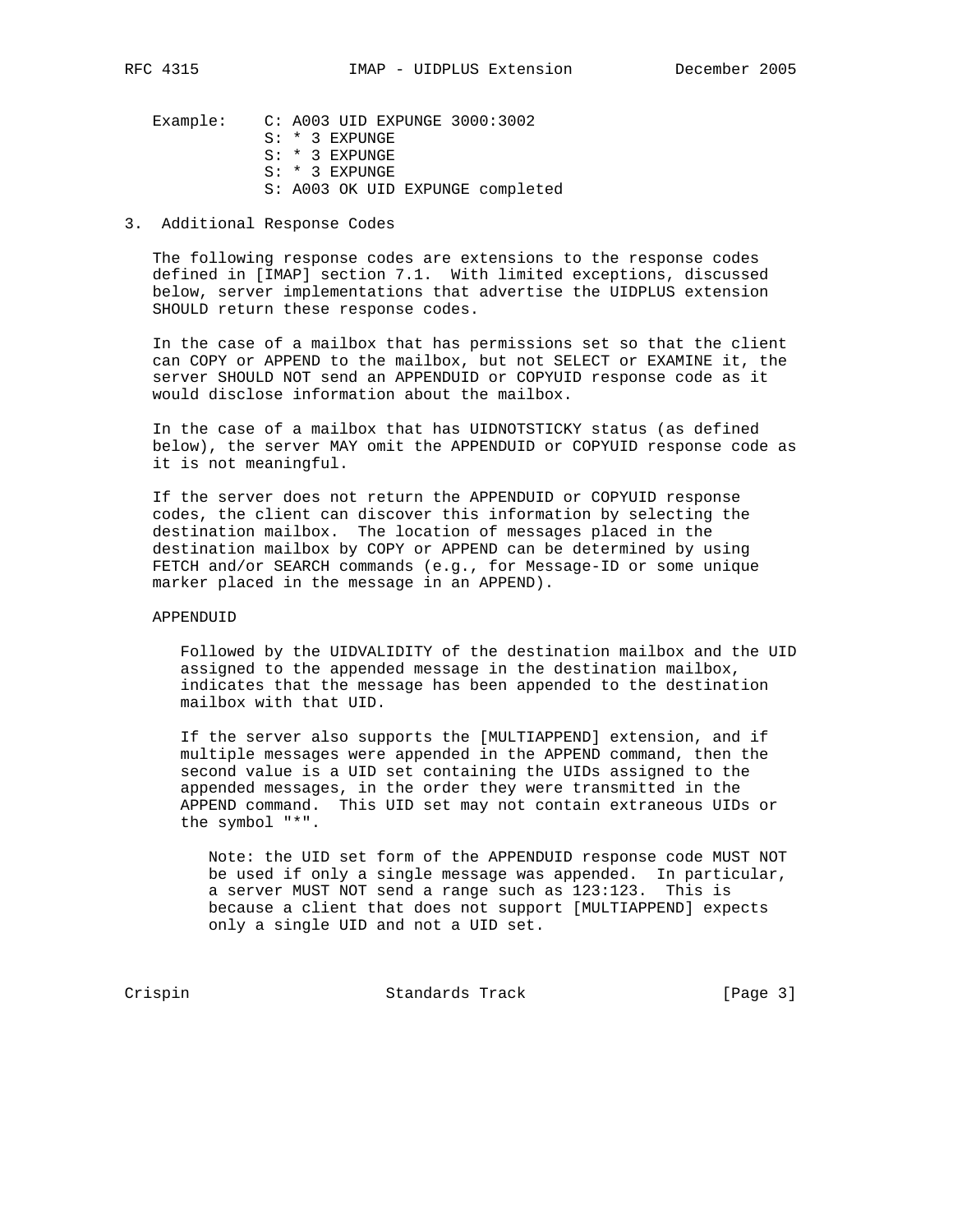Example:

```
C: A003 UID EXPUNGE 3000:3002
S: * 3 EXPUNGE
S: * 3 EXPUNGE
S: * 3 EXPUNGE
S: A003 OK UID EXPUNGE completed
```

## 3. Additional Response Codes

The following response codes are extensions to the response codes defined in [IMAP] section 7.1. With limited exceptions, discussed below, server implementations that advertise the UIDPLUS extension SHOULD return these response codes.

In the case of a mailbox that has permissions set so that the client can COPY or APPEND to the mailbox, but not SELECT or EXAMINE it, the server SHOULD NOT send an APPENDUID or COPYUID response code as it would disclose information about the mailbox.

In the case of a mailbox that has UIDNOTSTICKY status (as defined below), the server MAY omit the APPENDUID or COPYUID response code as it is not meaningful.

If the server does not return the APPENDUID or COPYUID response codes, the client can discover this information by selecting the destination mailbox. The location of messages placed in the destination mailbox by COPY or APPEND can be determined by using FETCH and/or SEARCH commands (e.g., for Message-ID or some unique marker placed in the message in an APPEND).

APPENDUID

Followed by the UIDVALIDITY of the destination mailbox and the UID assigned to the appended message in the destination mailbox, indicates that the message has been appended to the destination mailbox with that UID.

If the server also supports the [MULTIAPPEND] extension, and if multiple messages were appended in the APPEND command, then the second value is a UID set containing the UIDs assigned to the appended messages, in the order they were transmitted in the APPEND command. This UID set may not contain extraneous UIDs or the symbol "*".

> Note: the UID set form of the APPENDUID response code MUST NOT be used if only a single message was appended. In particular, a server MUST NOT send a range such as 123:123. This is because a client that does not support [MULTIAPPEND] expects only a single UID and not a UID set.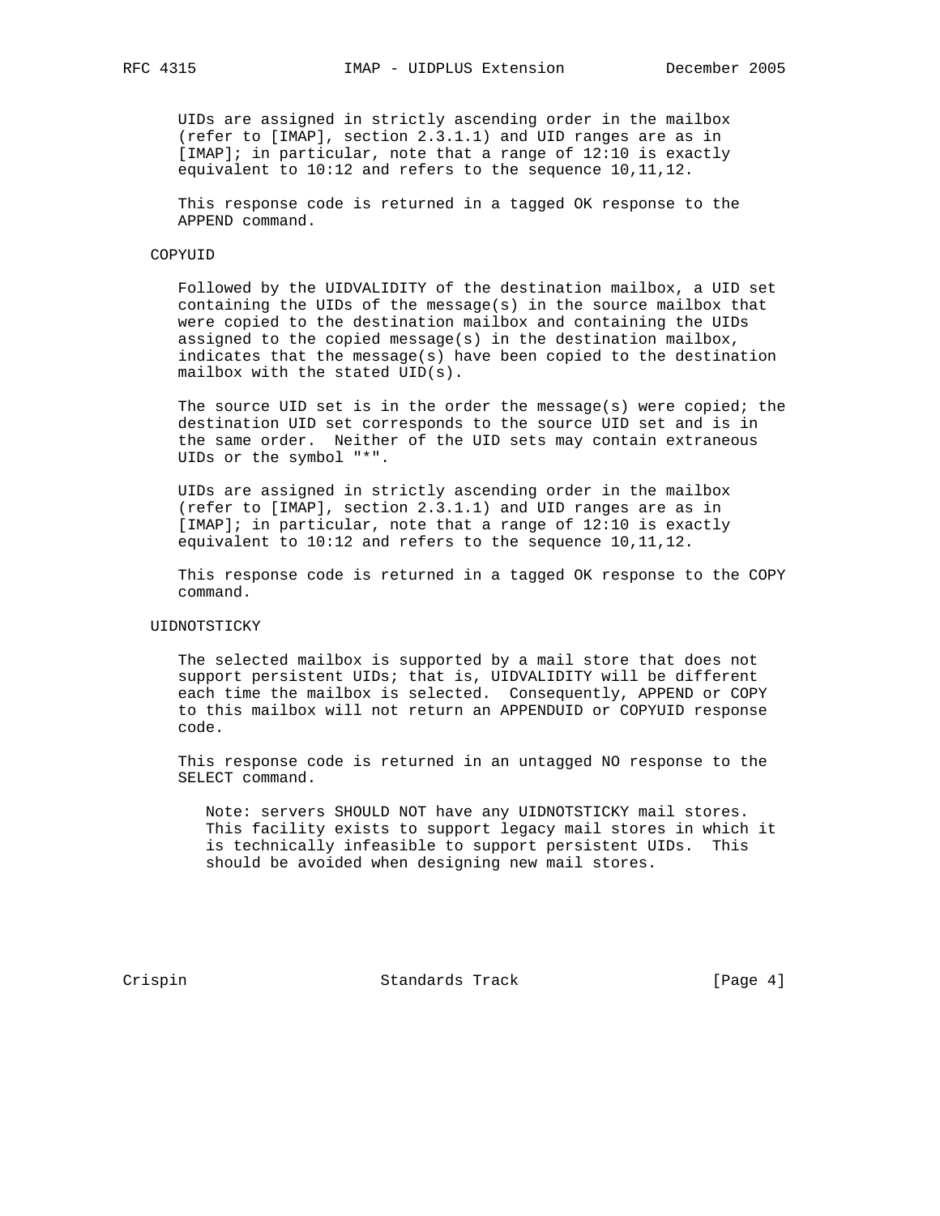UIDs are assigned in strictly ascending order in the mailbox (refer to [IMAP], section 2.3.1.1) and UID ranges are as in [IMAP]; in particular, note that a range of 12:10 is exactly equivalent to 10:12 and refers to the sequence 10,11,12.

This response code is returned in a tagged OK response to the APPEND command.

COPYUID

Followed by the UIDVALIDITY of the destination mailbox, a UID set containing the UIDs of the message(s) in the source mailbox that were copied to the destination mailbox and containing the UIDs assigned to the copied message(s) in the destination mailbox, indicates that the message(s) have been copied to the destination mailbox with the stated UID(s).

The source UID set is in the order the message(s) were copied; the destination UID set corresponds to the source UID set and is in the same order. Neither of the UID sets may contain extraneous UIDs or the symbol "*".

UIDs are assigned in strictly ascending order in the mailbox (refer to [IMAP], section 2.3.1.1) and UID ranges are as in [IMAP]; in particular, note that a range of 12:10 is exactly equivalent to 10:12 and refers to the sequence 10,11,12.

This response code is returned in a tagged OK response to the COPY command.

UIDNOTSTICKY

The selected mailbox is supported by a mail store that does not support persistent UIDs; that is, UIDVALIDITY will be different each time the mailbox is selected. Consequently, APPEND or COPY to this mailbox will not return an APPENDUID or COPYUID response code.

This response code is returned in an untagged NO response to the SELECT command.

> Note: servers SHOULD NOT have any UIDNOTSTICKY mail stores. This facility exists to support legacy mail stores in which it is technically infeasible to support persistent UIDs. This should be avoided when designing new mail stores.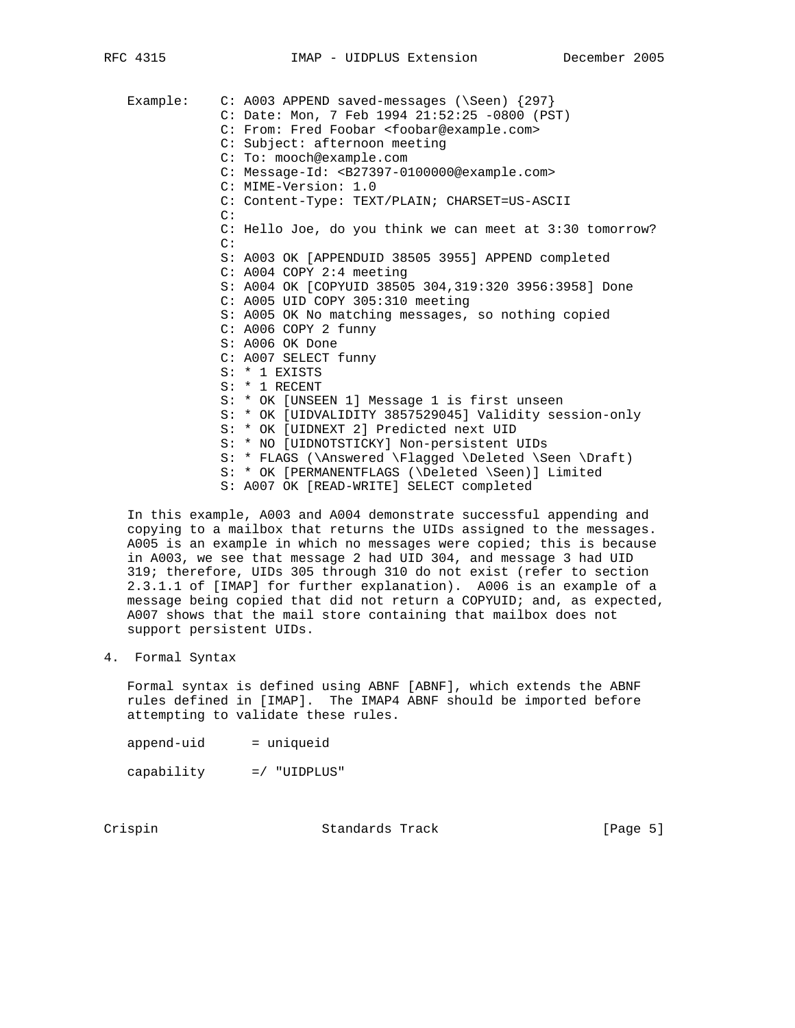```
Example:    C: A003 APPEND saved-messages (\Seen) {297}
            C: Date: Mon, 7 Feb 1994 21:52:25 -0800 (PST)
            C: From: Fred Foobar <foobar@example.com>
            C: Subject: afternoon meeting
            C: To: mooch@example.com
            C: Message-Id: <B27397-0100000@example.com>
            C: MIME-Version: 1.0
            C: Content-Type: TEXT/PLAIN; CHARSET=US-ASCII
            C:
            C: Hello Joe, do you think we can meet at 3:30 tomorrow?
            C:
            S: A003 OK [APPENDUID 38505 3955] APPEND completed
            C: A004 COPY 2:4 meeting
            S: A004 OK [COPYUID 38505 304,319:320 3956:3958] Done
            C: A005 UID COPY 305:310 meeting
            S: A005 OK No matching messages, so nothing copied
            C: A006 COPY 2 funny
            S: A006 OK Done
            C: A007 SELECT funny
            S: * 1 EXISTS
            S: * 1 RECENT
            S: * OK [UNSEEN 1] Message 1 is first unseen
            S: * OK [UIDVALIDITY 3857529045] Validity session-only
            S: * OK [UIDNEXT 2] Predicted next UID
            S: * NO [UIDNOTSTICKY] Non-persistent UIDs
            S: * FLAGS (\Answered \Flagged \Deleted \Seen \Draft)
            S: * OK [PERMANENTFLAGS (\Deleted \Seen)] Limited
            S: A007 OK [READ-WRITE] SELECT completed
```

In this example, A003 and A004 demonstrate successful appending and copying to a mailbox that returns the UIDs assigned to the messages. A005 is an example in which no messages were copied; this is because in A003, we see that message 2 had UID 304, and message 3 had UID 319; therefore, UIDs 305 through 310 do not exist (refer to section 2.3.1.1 of [IMAP] for further explanation). A006 is an example of a message being copied that did not return a COPYUID; and, as expected, A007 shows that the mail store containing that mailbox does not support persistent UIDs.

## 4. Formal Syntax

Formal syntax is defined using ABNF [ABNF], which extends the ABNF rules defined in [IMAP]. The IMAP4 ABNF should be imported before attempting to validate these rules.

```
append-uid      = uniqueid

capability      =/ "UIDPLUS"
```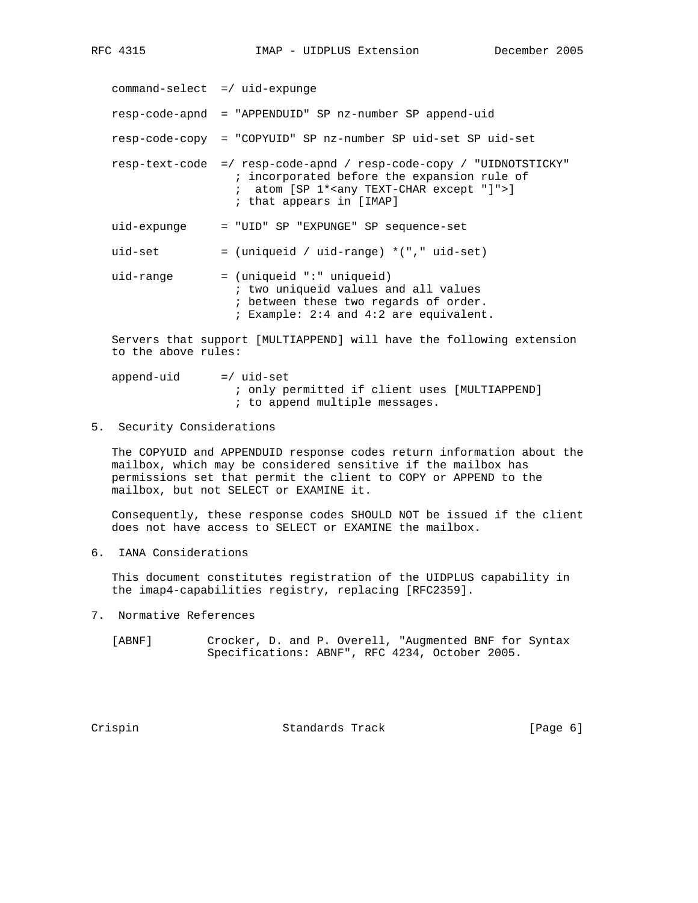```
command-select  =/ uid-expunge

resp-code-apnd  = "APPENDUID" SP nz-number SP append-uid

resp-code-copy  = "COPYUID" SP nz-number SP uid-set SP uid-set

resp-text-code  =/ resp-code-apnd / resp-code-copy / "UIDNOTSTICKY"
                  ; incorporated before the expansion rule of
                  ;  atom [SP 1*<any TEXT-CHAR except "]">]
                  ; that appears in [IMAP]

uid-expunge     = "UID" SP "EXPUNGE" SP sequence-set

uid-set         = (uniqueid / uid-range) *("," uid-set)

uid-range       = (uniqueid ":" uniqueid)
                  ; two uniqueid values and all values
                  ; between these two regards of order.
                  ; Example: 2:4 and 4:2 are equivalent.
```

Servers that support [MULTIAPPEND] will have the following extension to the above rules:

```
append-uid      =/ uid-set
                  ; only permitted if client uses [MULTIAPPEND]
                  ; to append multiple messages.
```

## 5. Security Considerations

The COPYUID and APPENDUID response codes return information about the mailbox, which may be considered sensitive if the mailbox has permissions set that permit the client to COPY or APPEND to the mailbox, but not SELECT or EXAMINE it.

Consequently, these response codes SHOULD NOT be issued if the client does not have access to SELECT or EXAMINE the mailbox.

## 6. IANA Considerations

This document constitutes registration of the UIDPLUS capability in the imap4-capabilities registry, replacing [RFC2359].

## 7. Normative References

[ABNF] Crocker, D. and P. Overell, "Augmented BNF for Syntax Specifications: ABNF", RFC 4234, October 2005.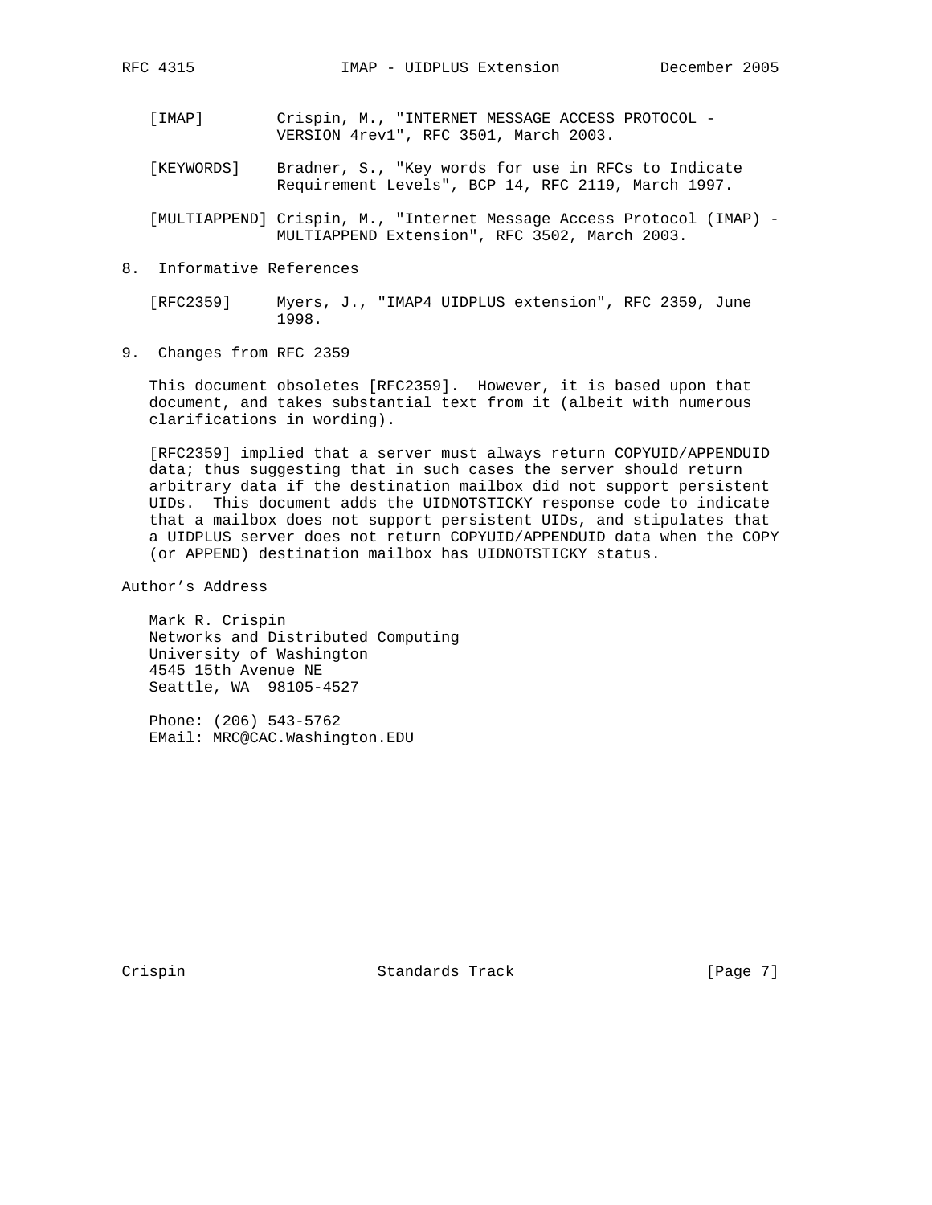[IMAP] Crispin, M., "INTERNET MESSAGE ACCESS PROTOCOL - VERSION 4rev1", RFC 3501, March 2003.

[KEYWORDS] Bradner, S., "Key words for use in RFCs to Indicate Requirement Levels", BCP 14, RFC 2119, March 1997.

[MULTIAPPEND] Crispin, M., "Internet Message Access Protocol (IMAP) - MULTIAPPEND Extension", RFC 3502, March 2003.

## 8. Informative References

[RFC2359] Myers, J., "IMAP4 UIDPLUS extension", RFC 2359, June 1998.

## 9. Changes from RFC 2359

This document obsoletes [RFC2359]. However, it is based upon that document, and takes substantial text from it (albeit with numerous clarifications in wording).

[RFC2359] implied that a server must always return COPYUID/APPENDUID data; thus suggesting that in such cases the server should return arbitrary data if the destination mailbox did not support persistent UIDs. This document adds the UIDNOTSTICKY response code to indicate that a mailbox does not support persistent UIDs, and stipulates that a UIDPLUS server does not return COPYUID/APPENDUID data when the COPY (or APPEND) destination mailbox has UIDNOTSTICKY status.

## Author's Address

Mark R. Crispin
Networks and Distributed Computing
University of Washington
4545 15th Avenue NE
Seattle, WA 98105-4527

Phone: (206) 543-5762
EMail: MRC@CAC.Washington.EDU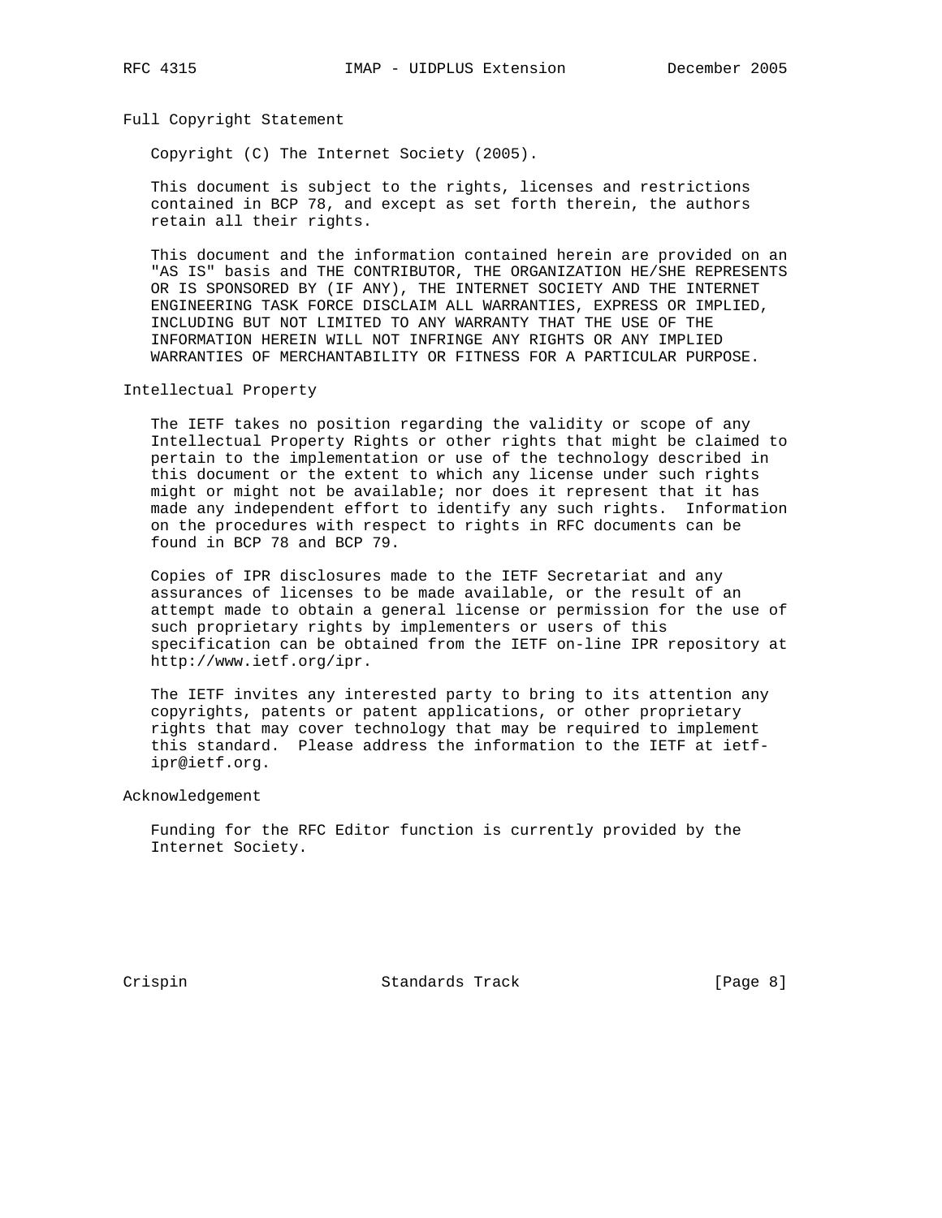## Full Copyright Statement

Copyright (C) The Internet Society (2005).

This document is subject to the rights, licenses and restrictions contained in BCP 78, and except as set forth therein, the authors retain all their rights.

This document and the information contained herein are provided on an "AS IS" basis and THE CONTRIBUTOR, THE ORGANIZATION HE/SHE REPRESENTS OR IS SPONSORED BY (IF ANY), THE INTERNET SOCIETY AND THE INTERNET ENGINEERING TASK FORCE DISCLAIM ALL WARRANTIES, EXPRESS OR IMPLIED, INCLUDING BUT NOT LIMITED TO ANY WARRANTY THAT THE USE OF THE INFORMATION HEREIN WILL NOT INFRINGE ANY RIGHTS OR ANY IMPLIED WARRANTIES OF MERCHANTABILITY OR FITNESS FOR A PARTICULAR PURPOSE.

## Intellectual Property

The IETF takes no position regarding the validity or scope of any Intellectual Property Rights or other rights that might be claimed to pertain to the implementation or use of the technology described in this document or the extent to which any license under such rights might or might not be available; nor does it represent that it has made any independent effort to identify any such rights. Information on the procedures with respect to rights in RFC documents can be found in BCP 78 and BCP 79.

Copies of IPR disclosures made to the IETF Secretariat and any assurances of licenses to be made available, or the result of an attempt made to obtain a general license or permission for the use of such proprietary rights by implementers or users of this specification can be obtained from the IETF on-line IPR repository at http://www.ietf.org/ipr.

The IETF invites any interested party to bring to its attention any copyrights, patents or patent applications, or other proprietary rights that may cover technology that may be required to implement this standard. Please address the information to the IETF at ietf-ipr@ietf.org.

## Acknowledgement

Funding for the RFC Editor function is currently provided by the Internet Society.